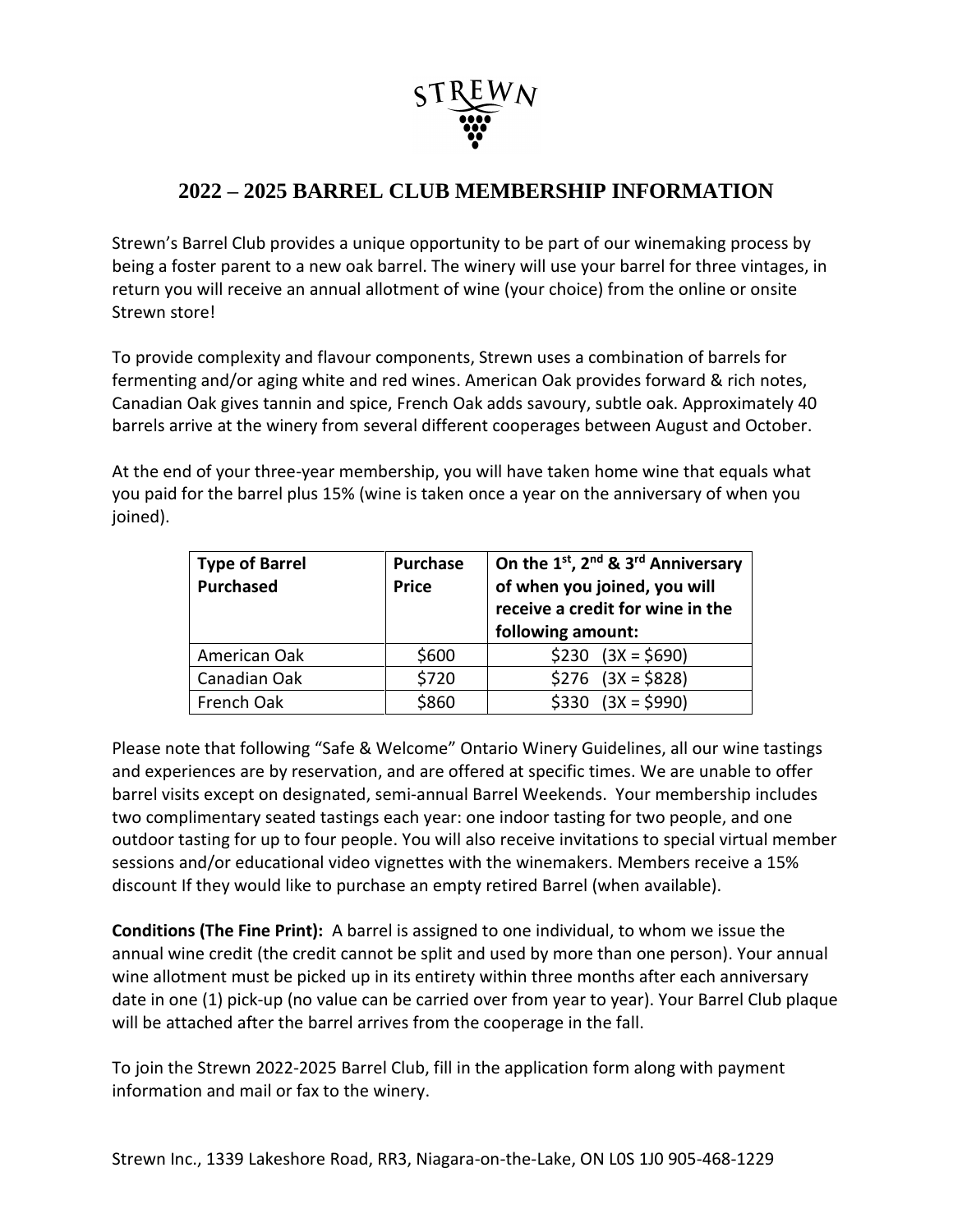STREWN

# 2022 – 2025 BARREL CLUB MEMBERSHIP INFORMATION

Strewn's Barrel Club provides a unique opportunity to be part of our winemaking process by being a foster parent to a new oak barrel. The winery will use your barrel for three vintages, in return you will receive an annual allotment of wine (your choice) from the online or onsite Strewn store!

To provide complexity and flavour components, Strewn uses a combination of barrels for fermenting and/or aging white and red wines. American Oak provides forward & rich notes, Canadian Oak gives tannin and spice, French Oak adds savoury, subtle oak. Approximately 40 barrels arrive at the winery from several different cooperages between August and October.

At the end of your three-year membership, you will have taken home wine that equals what you paid for the barrel plus 15% (wine is taken once a year on the anniversary of when you joined).

| **Type of Barrel Purchased** | **Purchase Price** | **On the 1st, 2nd & 3rd Anniversary of when you joined, you will receive a credit for wine in the following amount:** |
|---|---|---|
| American Oak | $600 | $230 (3X = $690) |
| Canadian Oak | $720 | $276 (3X = $828) |
| French Oak | $860 | $330 (3X = $990) |

Please note that following "Safe & Welcome" Ontario Winery Guidelines, all our wine tastings and experiences are by reservation, and are offered at specific times. We are unable to offer barrel visits except on designated, semi-annual Barrel Weekends. Your membership includes two complimentary seated tastings each year: one indoor tasting for two people, and one outdoor tasting for up to four people. You will also receive invitations to special virtual member sessions and/or educational video vignettes with the winemakers. Members receive a 15% discount If they would like to purchase an empty retired Barrel (when available).

**Conditions (The Fine Print):** A barrel is assigned to one individual, to whom we issue the annual wine credit (the credit cannot be split and used by more than one person). Your annual wine allotment must be picked up in its entirety within three months after each anniversary date in one (1) pick-up (no value can be carried over from year to year). Your Barrel Club plaque will be attached after the barrel arrives from the cooperage in the fall.

To join the Strewn 2022-2025 Barrel Club, fill in the application form along with payment information and mail or fax to the winery.

Strewn Inc., 1339 Lakeshore Road, RR3, Niagara-on-the-Lake, ON L0S 1J0 905-468-1229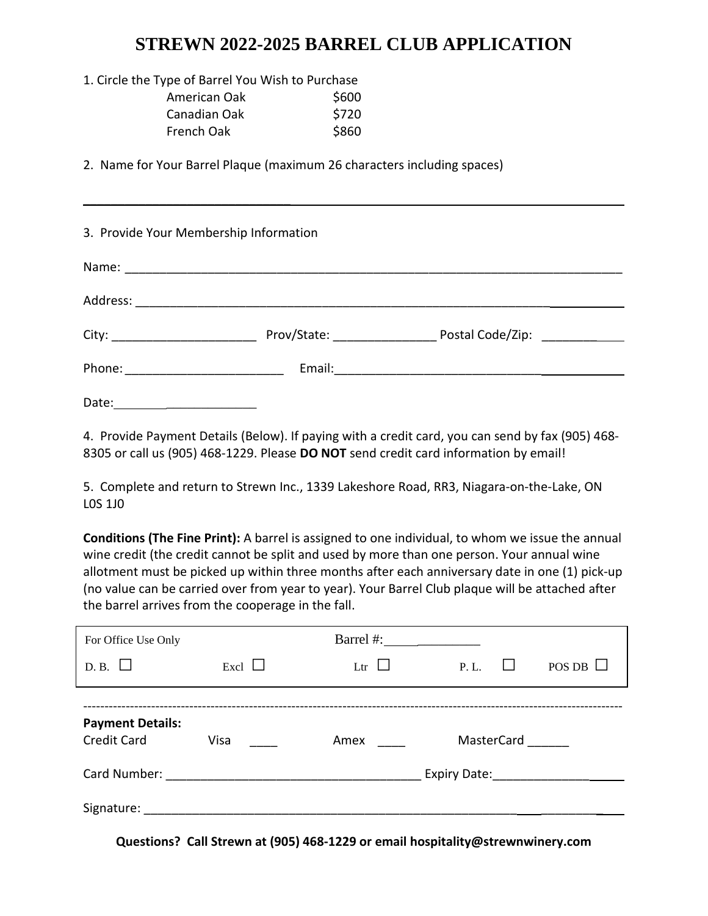# STREWN 2022-2025 BARREL CLUB APPLICATION

1. Circle the Type of Barrel You Wish to Purchase

| | |
|---|---|
| American Oak | $600 |
| Canadian Oak | $720 |
| French Oak | $860 |

2. Name for Your Barrel Plaque (maximum 26 characters including spaces)

___________________________________________________________________________

3. Provide Your Membership Information

Name: ___________________________________________________________________________

Address: ________________________________________________________________________

City: _____________________ Prov/State: _______________ Postal Code/Zip: ____________

Phone: _______________________ Email: ____________________________________________

Date: _____________________

4. Provide Payment Details (Below). If paying with a credit card, you can send by fax (905) 468-8305 or call us (905) 468-1229. Please **DO NOT** send credit card information by email!

5. Complete and return to Strewn Inc., 1339 Lakeshore Road, RR3, Niagara-on-the-Lake, ON L0S 1J0

**Conditions (The Fine Print):** A barrel is assigned to one individual, to whom we issue the annual wine credit (the credit cannot be split and used by more than one person. Your annual wine allotment must be picked up within three months after each anniversary date in one (1) pick-up (no value can be carried over from year to year). Your Barrel Club plaque will be attached after the barrel arrives from the cooperage in the fall.

| For Office Use Only | | Barrel #: ______________ | | |
|---|---|---|---|---|
| D. B. ☐ | Excl ☐ | Ltr ☐ | P. L. ☐ | POS DB ☐ |

---

**Payment Details:**

Credit Card   Visa ____   Amex ____   MasterCard ______

Card Number: _____________________________________ Expiry Date: ___________________

Signature: _________________________________________________________________________

**Questions? Call Strewn at (905) 468-1229 or email hospitality@strewnwinery.com**